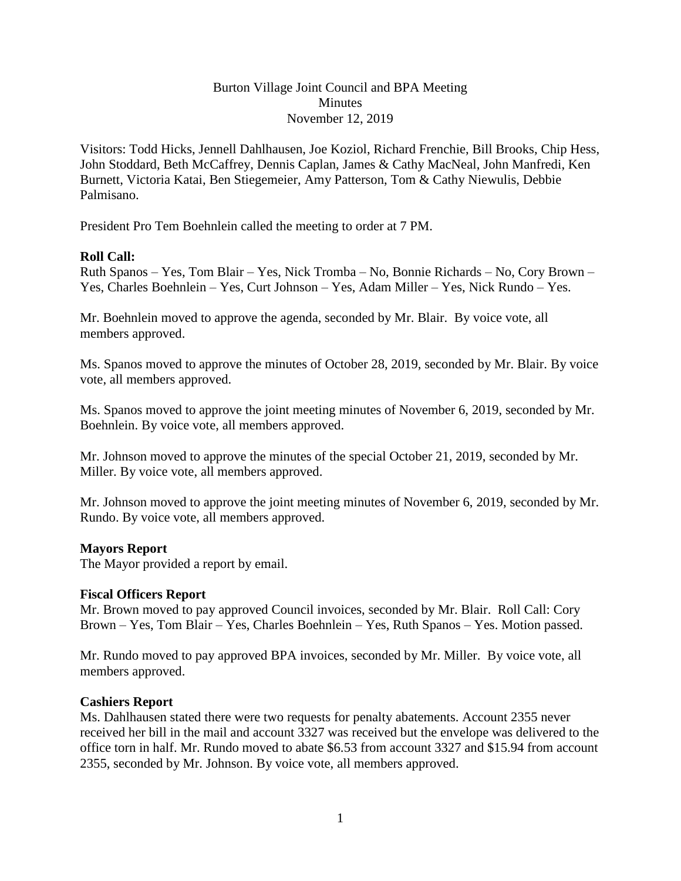Burton Village Joint Council and BPA Meeting
Minutes
November 12, 2019

Visitors: Todd Hicks, Jennell Dahlhausen, Joe Koziol, Richard Frenchie, Bill Brooks, Chip Hess, John Stoddard, Beth McCaffrey, Dennis Caplan, James & Cathy MacNeal, John Manfredi, Ken Burnett, Victoria Katai, Ben Stiegemeier, Amy Patterson, Tom & Cathy Niewulis, Debbie Palmisano.

President Pro Tem Boehnlein called the meeting to order at 7 PM.

**Roll Call:**
Ruth Spanos – Yes, Tom Blair – Yes, Nick Tromba – No, Bonnie Richards – No, Cory Brown – Yes, Charles Boehnlein – Yes, Curt Johnson – Yes, Adam Miller – Yes, Nick Rundo – Yes.

Mr. Boehnlein moved to approve the agenda, seconded by Mr. Blair. By voice vote, all members approved.

Ms. Spanos moved to approve the minutes of October 28, 2019, seconded by Mr. Blair. By voice vote, all members approved.

Ms. Spanos moved to approve the joint meeting minutes of November 6, 2019, seconded by Mr. Boehnlein. By voice vote, all members approved.

Mr. Johnson moved to approve the minutes of the special October 21, 2019, seconded by Mr. Miller. By voice vote, all members approved.

Mr. Johnson moved to approve the joint meeting minutes of November 6, 2019, seconded by Mr. Rundo. By voice vote, all members approved.

**Mayors Report**
The Mayor provided a report by email.

**Fiscal Officers Report**
Mr. Brown moved to pay approved Council invoices, seconded by Mr. Blair. Roll Call: Cory Brown – Yes, Tom Blair – Yes, Charles Boehnlein – Yes, Ruth Spanos – Yes. Motion passed.

Mr. Rundo moved to pay approved BPA invoices, seconded by Mr. Miller. By voice vote, all members approved.

**Cashiers Report**
Ms. Dahlhausen stated there were two requests for penalty abatements. Account 2355 never received her bill in the mail and account 3327 was received but the envelope was delivered to the office torn in half. Mr. Rundo moved to abate $6.53 from account 3327 and $15.94 from account 2355, seconded by Mr. Johnson. By voice vote, all members approved.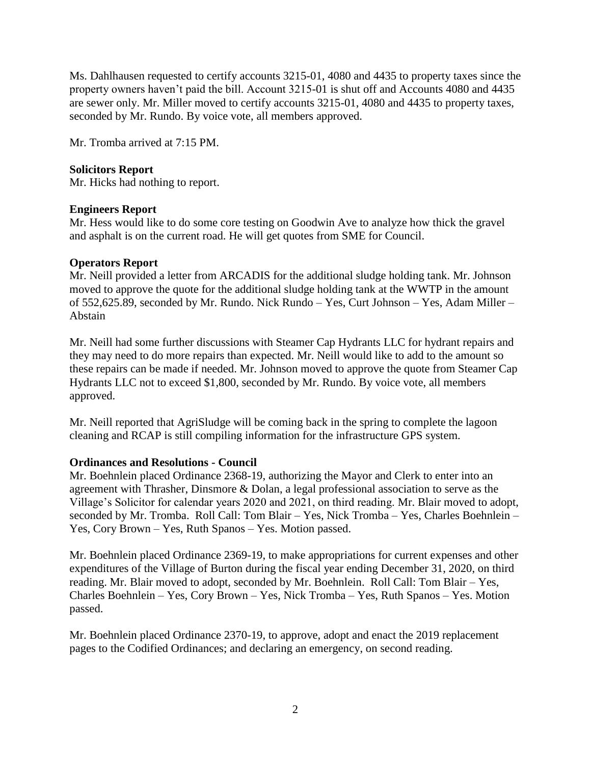Ms. Dahlhausen requested to certify accounts 3215-01, 4080 and 4435 to property taxes since the property owners haven't paid the bill. Account 3215-01 is shut off and Accounts 4080 and 4435 are sewer only. Mr. Miller moved to certify accounts 3215-01, 4080 and 4435 to property taxes, seconded by Mr. Rundo. By voice vote, all members approved.

Mr. Tromba arrived at 7:15 PM.

**Solicitors Report**
Mr. Hicks had nothing to report.

**Engineers Report**
Mr. Hess would like to do some core testing on Goodwin Ave to analyze how thick the gravel and asphalt is on the current road. He will get quotes from SME for Council.

**Operators Report**
Mr. Neill provided a letter from ARCADIS for the additional sludge holding tank. Mr. Johnson moved to approve the quote for the additional sludge holding tank at the WWTP in the amount of 552,625.89, seconded by Mr. Rundo. Nick Rundo – Yes, Curt Johnson – Yes, Adam Miller – Abstain

Mr. Neill had some further discussions with Steamer Cap Hydrants LLC for hydrant repairs and they may need to do more repairs than expected. Mr. Neill would like to add to the amount so these repairs can be made if needed. Mr. Johnson moved to approve the quote from Steamer Cap Hydrants LLC not to exceed $1,800, seconded by Mr. Rundo. By voice vote, all members approved.

Mr. Neill reported that AgriSludge will be coming back in the spring to complete the lagoon cleaning and RCAP is still compiling information for the infrastructure GPS system.

**Ordinances and Resolutions - Council**
Mr. Boehnlein placed Ordinance 2368-19, authorizing the Mayor and Clerk to enter into an agreement with Thrasher, Dinsmore & Dolan, a legal professional association to serve as the Village's Solicitor for calendar years 2020 and 2021, on third reading. Mr. Blair moved to adopt, seconded by Mr. Tromba. Roll Call: Tom Blair – Yes, Nick Tromba – Yes, Charles Boehnlein – Yes, Cory Brown – Yes, Ruth Spanos – Yes. Motion passed.

Mr. Boehnlein placed Ordinance 2369-19, to make appropriations for current expenses and other expenditures of the Village of Burton during the fiscal year ending December 31, 2020, on third reading. Mr. Blair moved to adopt, seconded by Mr. Boehnlein. Roll Call: Tom Blair – Yes, Charles Boehnlein – Yes, Cory Brown – Yes, Nick Tromba – Yes, Ruth Spanos – Yes. Motion passed.

Mr. Boehnlein placed Ordinance 2370-19, to approve, adopt and enact the 2019 replacement pages to the Codified Ordinances; and declaring an emergency, on second reading.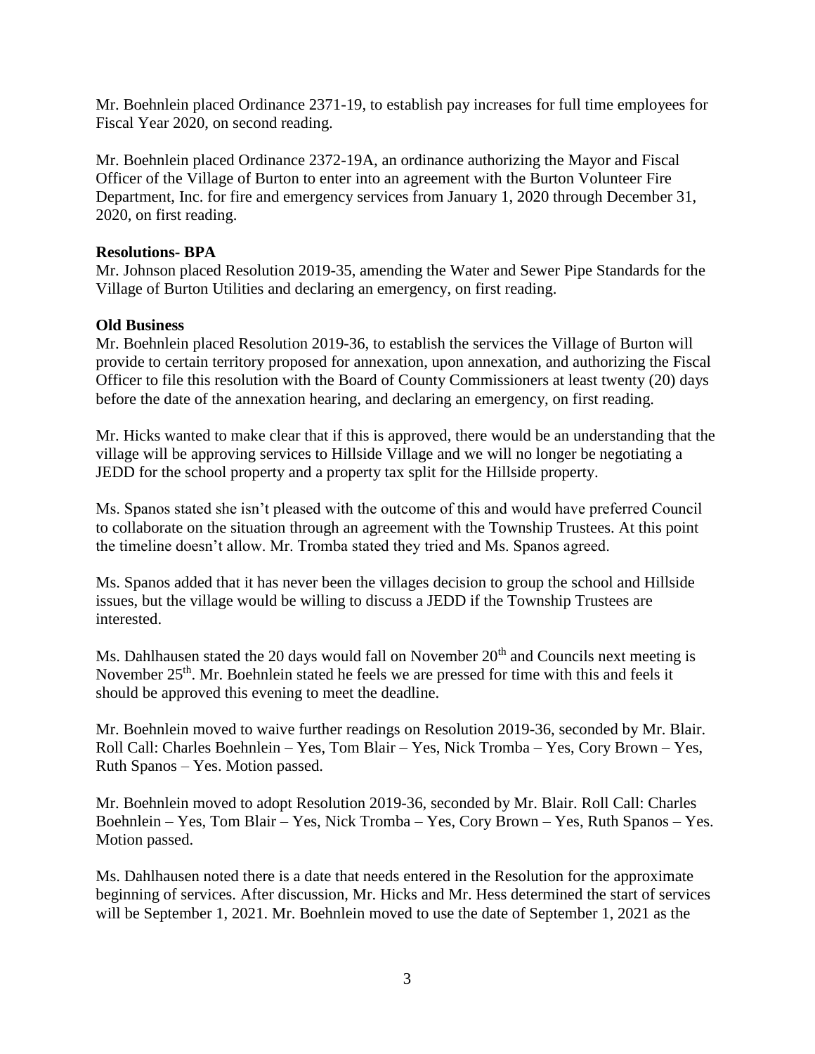Mr. Boehnlein placed Ordinance 2371-19, to establish pay increases for full time employees for Fiscal Year 2020, on second reading.

Mr. Boehnlein placed Ordinance 2372-19A, an ordinance authorizing the Mayor and Fiscal Officer of the Village of Burton to enter into an agreement with the Burton Volunteer Fire Department, Inc. for fire and emergency services from January 1, 2020 through December 31, 2020, on first reading.

**Resolutions- BPA**

Mr. Johnson placed Resolution 2019-35, amending the Water and Sewer Pipe Standards for the Village of Burton Utilities and declaring an emergency, on first reading.

**Old Business**

Mr. Boehnlein placed Resolution 2019-36, to establish the services the Village of Burton will provide to certain territory proposed for annexation, upon annexation, and authorizing the Fiscal Officer to file this resolution with the Board of County Commissioners at least twenty (20) days before the date of the annexation hearing, and declaring an emergency, on first reading.

Mr. Hicks wanted to make clear that if this is approved, there would be an understanding that the village will be approving services to Hillside Village and we will no longer be negotiating a JEDD for the school property and a property tax split for the Hillside property.

Ms. Spanos stated she isn't pleased with the outcome of this and would have preferred Council to collaborate on the situation through an agreement with the Township Trustees. At this point the timeline doesn't allow. Mr. Tromba stated they tried and Ms. Spanos agreed.

Ms. Spanos added that it has never been the villages decision to group the school and Hillside issues, but the village would be willing to discuss a JEDD if the Township Trustees are interested.

Ms. Dahlhausen stated the 20 days would fall on November 20th and Councils next meeting is November 25th. Mr. Boehnlein stated he feels we are pressed for time with this and feels it should be approved this evening to meet the deadline.

Mr. Boehnlein moved to waive further readings on Resolution 2019-36, seconded by Mr. Blair. Roll Call: Charles Boehnlein – Yes, Tom Blair – Yes, Nick Tromba – Yes, Cory Brown – Yes, Ruth Spanos – Yes. Motion passed.

Mr. Boehnlein moved to adopt Resolution 2019-36, seconded by Mr. Blair. Roll Call: Charles Boehnlein – Yes, Tom Blair – Yes, Nick Tromba – Yes, Cory Brown – Yes, Ruth Spanos – Yes. Motion passed.

Ms. Dahlhausen noted there is a date that needs entered in the Resolution for the approximate beginning of services. After discussion, Mr. Hicks and Mr. Hess determined the start of services will be September 1, 2021. Mr. Boehnlein moved to use the date of September 1, 2021 as the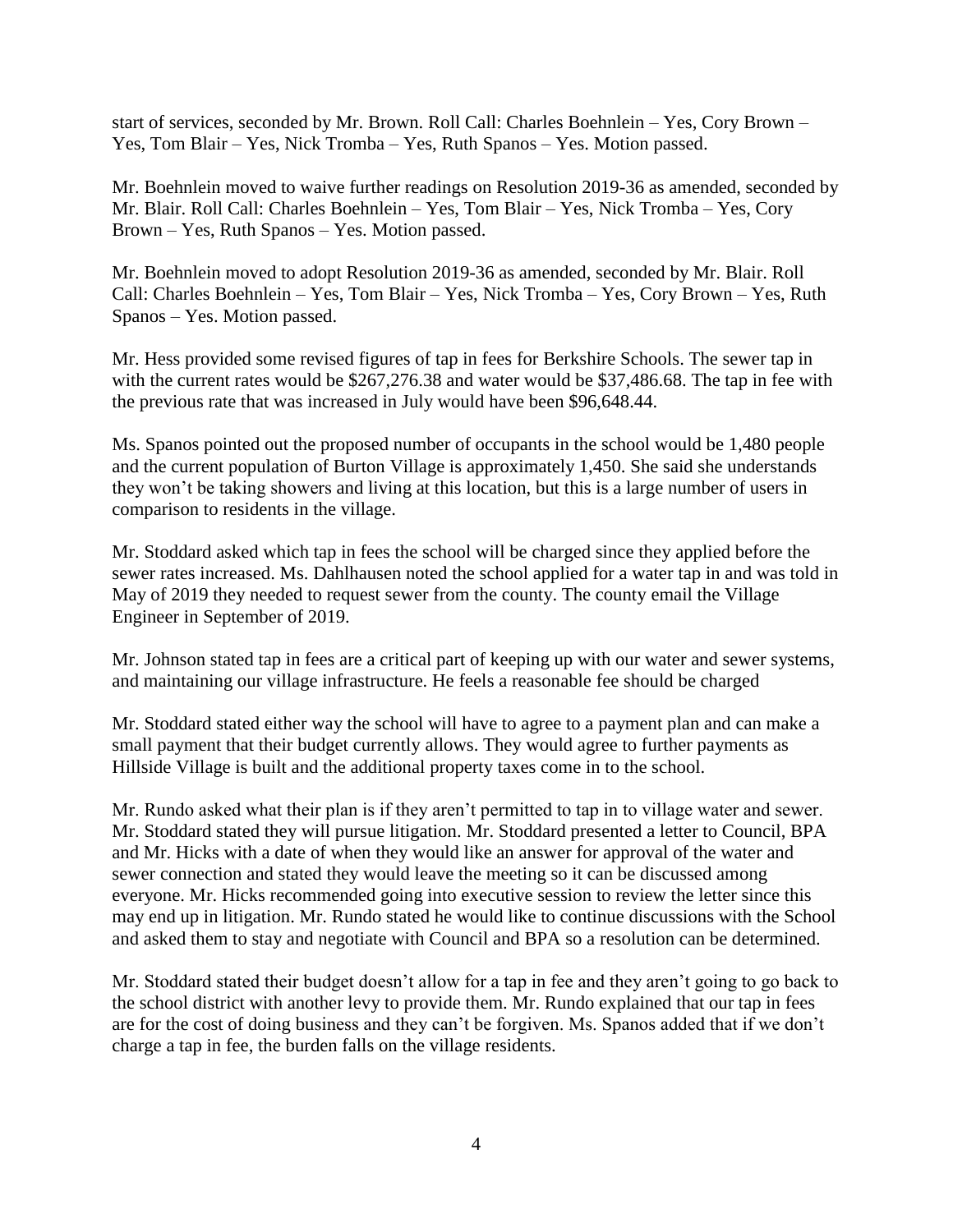start of services, seconded by Mr. Brown. Roll Call: Charles Boehnlein – Yes, Cory Brown – Yes, Tom Blair – Yes, Nick Tromba – Yes, Ruth Spanos – Yes. Motion passed.

Mr. Boehnlein moved to waive further readings on Resolution 2019-36 as amended, seconded by Mr. Blair. Roll Call: Charles Boehnlein – Yes, Tom Blair – Yes, Nick Tromba – Yes, Cory Brown – Yes, Ruth Spanos – Yes. Motion passed.

Mr. Boehnlein moved to adopt Resolution 2019-36 as amended, seconded by Mr. Blair. Roll Call: Charles Boehnlein – Yes, Tom Blair – Yes, Nick Tromba – Yes, Cory Brown – Yes, Ruth Spanos – Yes. Motion passed.

Mr. Hess provided some revised figures of tap in fees for Berkshire Schools. The sewer tap in with the current rates would be $267,276.38 and water would be $37,486.68. The tap in fee with the previous rate that was increased in July would have been $96,648.44.

Ms. Spanos pointed out the proposed number of occupants in the school would be 1,480 people and the current population of Burton Village is approximately 1,450. She said she understands they won't be taking showers and living at this location, but this is a large number of users in comparison to residents in the village.

Mr. Stoddard asked which tap in fees the school will be charged since they applied before the sewer rates increased. Ms. Dahlhausen noted the school applied for a water tap in and was told in May of 2019 they needed to request sewer from the county. The county email the Village Engineer in September of 2019.

Mr. Johnson stated tap in fees are a critical part of keeping up with our water and sewer systems, and maintaining our village infrastructure. He feels a reasonable fee should be charged

Mr. Stoddard stated either way the school will have to agree to a payment plan and can make a small payment that their budget currently allows. They would agree to further payments as Hillside Village is built and the additional property taxes come in to the school.

Mr. Rundo asked what their plan is if they aren't permitted to tap in to village water and sewer. Mr. Stoddard stated they will pursue litigation. Mr. Stoddard presented a letter to Council, BPA and Mr. Hicks with a date of when they would like an answer for approval of the water and sewer connection and stated they would leave the meeting so it can be discussed among everyone. Mr. Hicks recommended going into executive session to review the letter since this may end up in litigation. Mr. Rundo stated he would like to continue discussions with the School and asked them to stay and negotiate with Council and BPA so a resolution can be determined.

Mr. Stoddard stated their budget doesn't allow for a tap in fee and they aren't going to go back to the school district with another levy to provide them. Mr. Rundo explained that our tap in fees are for the cost of doing business and they can't be forgiven. Ms. Spanos added that if we don't charge a tap in fee, the burden falls on the village residents.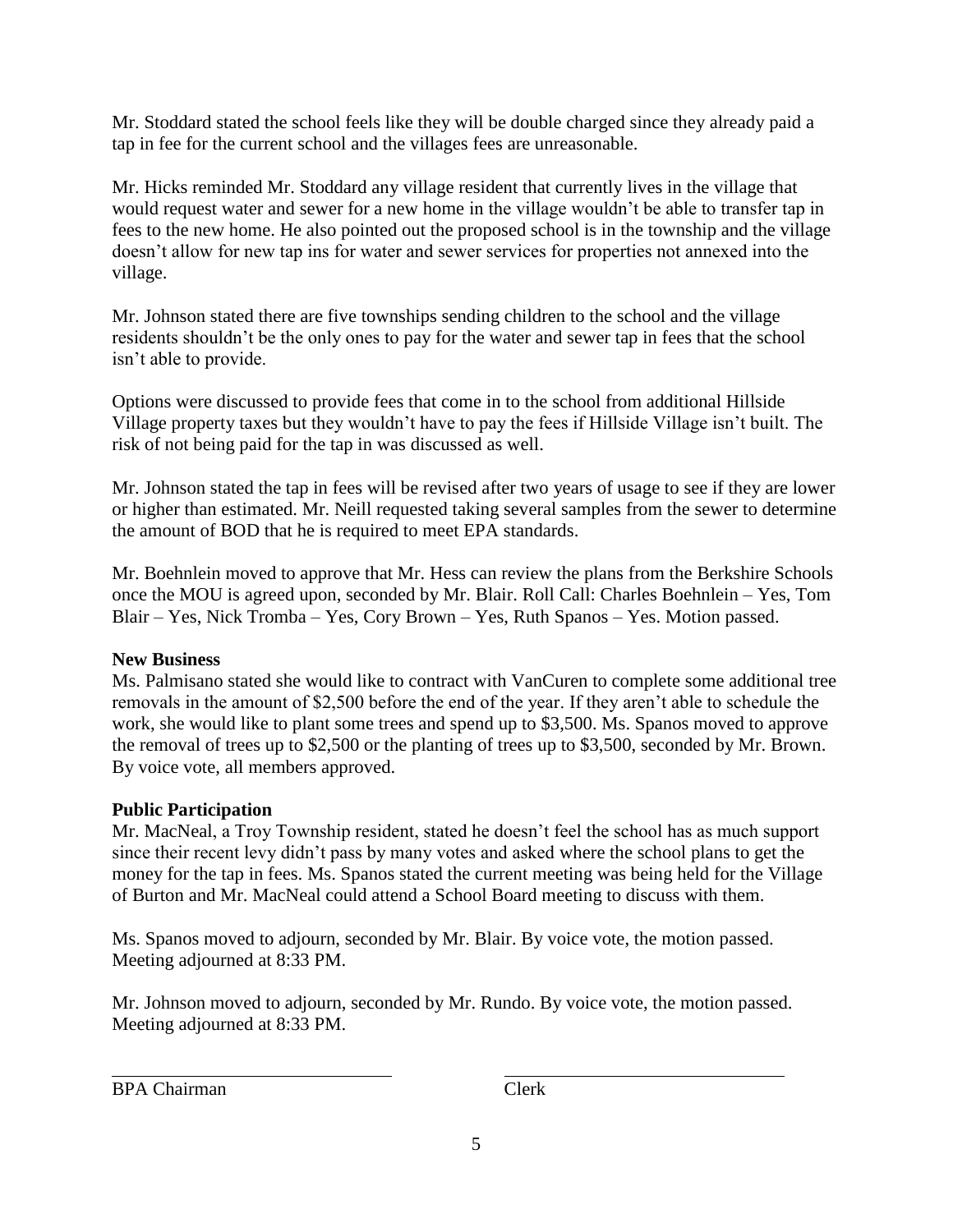Mr. Stoddard stated the school feels like they will be double charged since they already paid a tap in fee for the current school and the villages fees are unreasonable.

Mr. Hicks reminded Mr. Stoddard any village resident that currently lives in the village that would request water and sewer for a new home in the village wouldn't be able to transfer tap in fees to the new home. He also pointed out the proposed school is in the township and the village doesn't allow for new tap ins for water and sewer services for properties not annexed into the village.

Mr. Johnson stated there are five townships sending children to the school and the village residents shouldn't be the only ones to pay for the water and sewer tap in fees that the school isn't able to provide.

Options were discussed to provide fees that come in to the school from additional Hillside Village property taxes but they wouldn't have to pay the fees if Hillside Village isn't built. The risk of not being paid for the tap in was discussed as well.

Mr. Johnson stated the tap in fees will be revised after two years of usage to see if they are lower or higher than estimated. Mr. Neill requested taking several samples from the sewer to determine the amount of BOD that he is required to meet EPA standards.

Mr. Boehnlein moved to approve that Mr. Hess can review the plans from the Berkshire Schools once the MOU is agreed upon, seconded by Mr. Blair. Roll Call: Charles Boehnlein – Yes, Tom Blair – Yes, Nick Tromba – Yes, Cory Brown – Yes, Ruth Spanos – Yes. Motion passed.

**New Business**

Ms. Palmisano stated she would like to contract with VanCuren to complete some additional tree removals in the amount of $2,500 before the end of the year. If they aren't able to schedule the work, she would like to plant some trees and spend up to $3,500. Ms. Spanos moved to approve the removal of trees up to $2,500 or the planting of trees up to $3,500, seconded by Mr. Brown. By voice vote, all members approved.

**Public Participation**

Mr. MacNeal, a Troy Township resident, stated he doesn't feel the school has as much support since their recent levy didn't pass by many votes and asked where the school plans to get the money for the tap in fees. Ms. Spanos stated the current meeting was being held for the Village of Burton and Mr. MacNeal could attend a School Board meeting to discuss with them.

Ms. Spanos moved to adjourn, seconded by Mr. Blair. By voice vote, the motion passed. Meeting adjourned at 8:33 PM.

Mr. Johnson moved to adjourn, seconded by Mr. Rundo. By voice vote, the motion passed. Meeting adjourned at 8:33 PM.

\_\_\_\_\_\_\_\_\_\_\_\_\_\_\_\_\_\_\_\_\_\_\_\_\_\_\_\_\_\_ \_\_\_\_\_\_\_\_\_\_\_\_\_\_\_\_\_\_\_\_\_\_\_\_\_\_\_\_\_\_

BPA Chairman Clerk